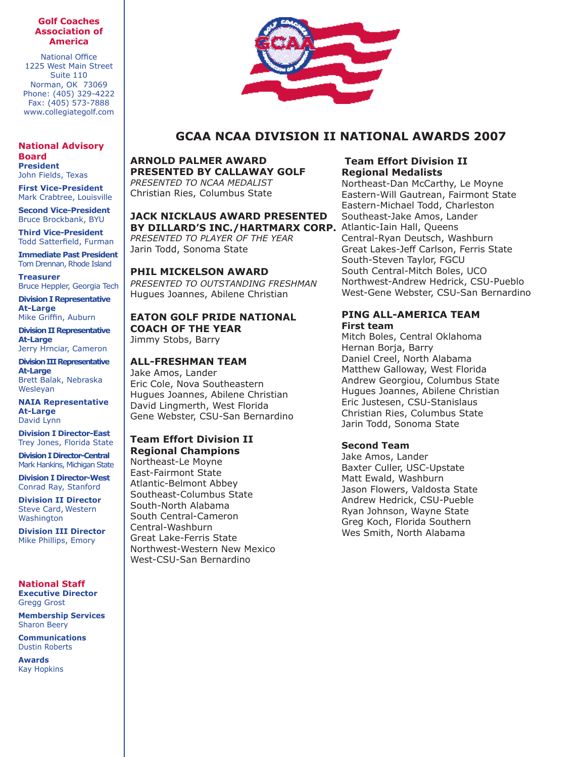**Golf Coaches Association of America**

National Office
1225 West Main Street
Suite 110
Norman, OK 73069
Phone: (405) 329-4222
Fax: (405) 573-7888
www.collegiategolf.com

**National Advisory Board**

**President**
John Fields, Texas

**First Vice-President**
Mark Crabtree, Louisville

**Second Vice-President**
Bruce Brockbank, BYU

**Third Vice-President**
Todd Satterfield, Furman

**Immediate Past President**
Tom Drennan, Rhode Island

**Treasurer**
Bruce Heppler, Georgia Tech

**Division I Representative At-Large**
Mike Griffin, Auburn

**Division II Representative At-Large**
Jerry Hrnciar, Cameron

**Division III Representative At-Large**
Brett Balak, Nebraska Wesleyan

**NAIA Representative At-Large**
David Lynn

**Division I Director-East**
Trey Jones, Florida State

**Division I Director-Central**
Mark Hankins, Michigan State

**Division I Director-West**
Conrad Ray, Stanford

**Division II Director**
Steve Card, Western Washington

**Division III Director**
Mike Phillips, Emory

**National Staff**

**Executive Director**
Gregg Grost

**Membership Services**
Sharon Beery

**Communications**
Dustin Roberts

**Awards**
Kay Hopkins

# GCAA NCAA DIVISION II NATIONAL AWARDS 2007

## ARNOLD PALMER AWARD PRESENTED BY CALLAWAY GOLF

*PRESENTED TO NCAA MEDALIST*
Christian Ries, Columbus State

## JACK NICKLAUS AWARD PRESENTED BY DILLARD'S INC./HARTMARX CORP.

*PRESENTED TO PLAYER OF THE YEAR*
Jarin Todd, Sonoma State

## PHIL MICKELSON AWARD

*PRESENTED TO OUTSTANDING FRESHMAN*
Hugues Joannes, Abilene Christian

## EATON GOLF PRIDE NATIONAL COACH OF THE YEAR

Jimmy Stobs, Barry

## ALL-FRESHMAN TEAM

Jake Amos, Lander
Eric Cole, Nova Southeastern
Hugues Joannes, Abilene Christian
David Lingmerth, West Florida
Gene Webster, CSU-San Bernardino

## Team Effort Division II Regional Champions

Northeast-Le Moyne
East-Fairmont State
Atlantic-Belmont Abbey
Southeast-Columbus State
South-North Alabama
South Central-Cameron
Central-Washburn
Great Lake-Ferris State
Northwest-Western New Mexico
West-CSU-San Bernardino

## Team Effort Division II Regional Medalists

Northeast-Dan McCarthy, Le Moyne
Eastern-Will Gautrean, Fairmont State
Eastern-Michael Todd, Charleston
Southeast-Jake Amos, Lander
Atlantic-Iain Hall, Queens
Central-Ryan Deutsch, Washburn
Great Lakes-Jeff Carlson, Ferris State
South-Steven Taylor, FGCU
South Central-Mitch Boles, UCO
Northwest-Andrew Hedrick, CSU-Pueblo
West-Gene Webster, CSU-San Bernardino

## PING ALL-AMERICA TEAM

### First team

Mitch Boles, Central Oklahoma
Hernan Borja, Barry
Daniel Creel, North Alabama
Matthew Galloway, West Florida
Andrew Georgiou, Columbus State
Hugues Joannes, Abilene Christian
Eric Justesen, CSU-Stanislaus
Christian Ries, Columbus State
Jarin Todd, Sonoma State

### Second Team

Jake Amos, Lander
Baxter Culler, USC-Upstate
Matt Ewald, Washburn
Jason Flowers, Valdosta State
Andrew Hedrick, CSU-Pueble
Ryan Johnson, Wayne State
Greg Koch, Florida Southern
Wes Smith, North Alabama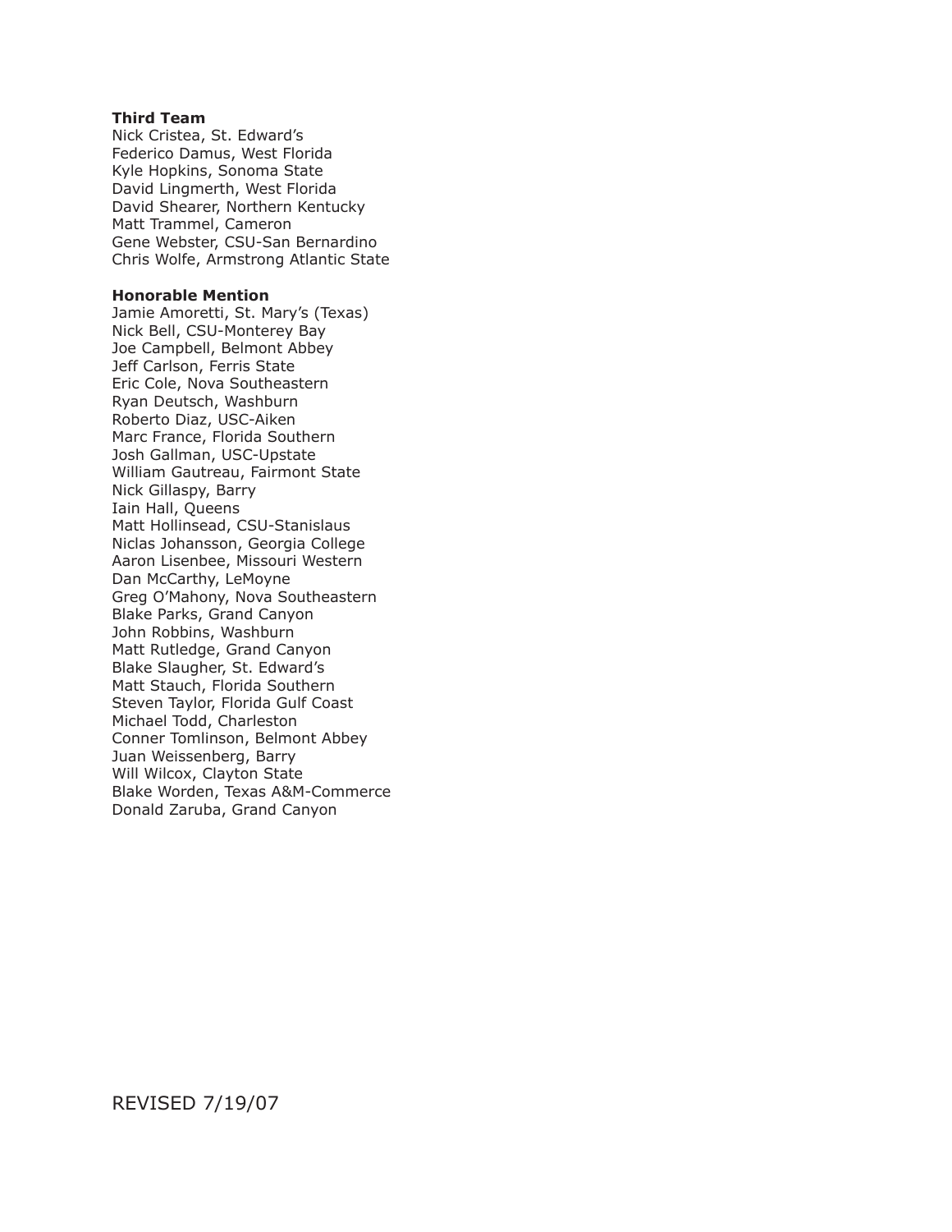**Third Team**

Nick Cristea, St. Edward's
Federico Damus, West Florida
Kyle Hopkins, Sonoma State
David Lingmerth, West Florida
David Shearer, Northern Kentucky
Matt Trammel, Cameron
Gene Webster, CSU-San Bernardino
Chris Wolfe, Armstrong Atlantic State

**Honorable Mention**

Jamie Amoretti, St. Mary's (Texas)
Nick Bell, CSU-Monterey Bay
Joe Campbell, Belmont Abbey
Jeff Carlson, Ferris State
Eric Cole, Nova Southeastern
Ryan Deutsch, Washburn
Roberto Diaz, USC-Aiken
Marc France, Florida Southern
Josh Gallman, USC-Upstate
William Gautreau, Fairmont State
Nick Gillaspy, Barry
Iain Hall, Queens
Matt Hollinsead, CSU-Stanislaus
Niclas Johansson, Georgia College
Aaron Lisenbee, Missouri Western
Dan McCarthy, LeMoyne
Greg O'Mahony, Nova Southeastern
Blake Parks, Grand Canyon
John Robbins, Washburn
Matt Rutledge, Grand Canyon
Blake Slaugher, St. Edward's
Matt Stauch, Florida Southern
Steven Taylor, Florida Gulf Coast
Michael Todd, Charleston
Conner Tomlinson, Belmont Abbey
Juan Weissenberg, Barry
Will Wilcox, Clayton State
Blake Worden, Texas A&M-Commerce
Donald Zaruba, Grand Canyon

REVISED 7/19/07